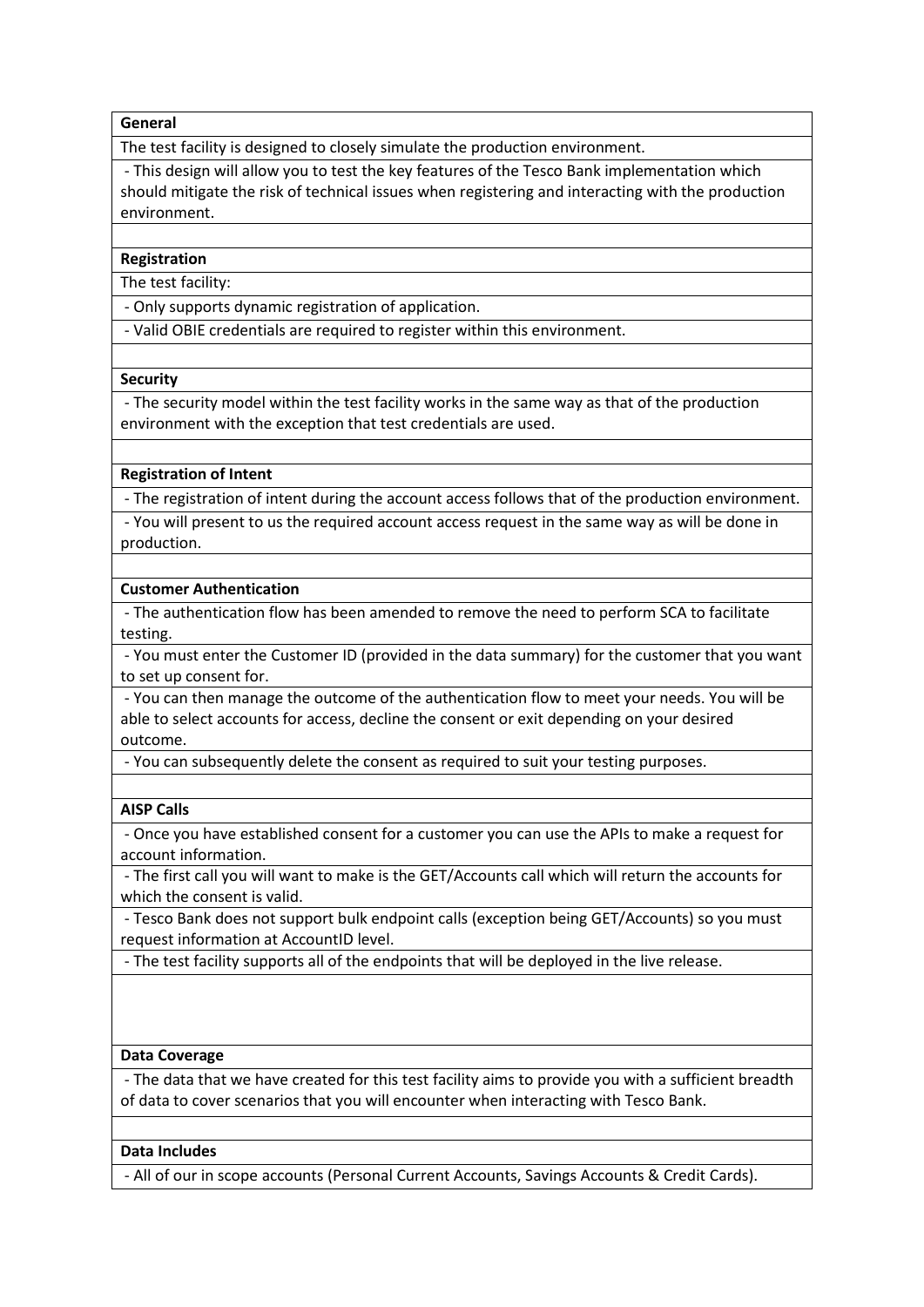**General**

The test facility is designed to closely simulate the production environment.

- This design will allow you to test the key features of the Tesco Bank implementation which should mitigate the risk of technical issues when registering and interacting with the production environment.

**Registration**

The test facility:

- Only supports dynamic registration of application.
- Valid OBIE credentials are required to register within this environment.

**Security**

- The security model within the test facility works in the same way as that of the production environment with the exception that test credentials are used.

**Registration of Intent**

- The registration of intent during the account access follows that of the production environment.
- You will present to us the required account access request in the same way as will be done in production.

**Customer Authentication**

- The authentication flow has been amended to remove the need to perform SCA to facilitate testing.
- You must enter the Customer ID (provided in the data summary) for the customer that you want to set up consent for.
- You can then manage the outcome of the authentication flow to meet your needs. You will be able to select accounts for access, decline the consent or exit depending on your desired outcome.
- You can subsequently delete the consent as required to suit your testing purposes.

**AISP Calls**

- Once you have established consent for a customer you can use the APIs to make a request for account information.
- The first call you will want to make is the GET/Accounts call which will return the accounts for which the consent is valid.
- Tesco Bank does not support bulk endpoint calls (exception being GET/Accounts) so you must request information at AccountID level.
- The test facility supports all of the endpoints that will be deployed in the live release.

**Data Coverage**

- The data that we have created for this test facility aims to provide you with a sufficient breadth of data to cover scenarios that you will encounter when interacting with Tesco Bank.

**Data Includes**

- All of our in scope accounts (Personal Current Accounts, Savings Accounts & Credit Cards).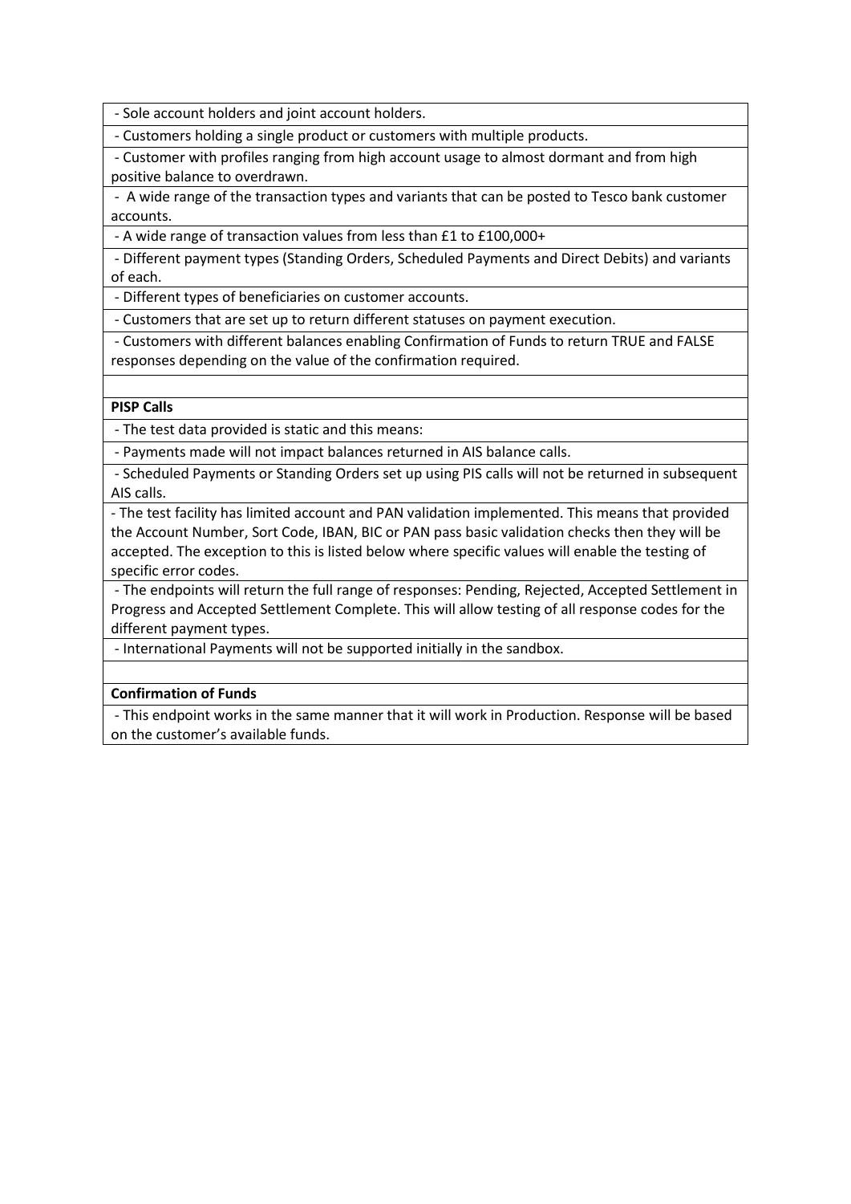| |
|---|
| - Sole account holders and joint account holders. |
| - Customers holding a single product or customers with multiple products. |
| - Customer with profiles ranging from high account usage to almost dormant and from high positive balance to overdrawn. |
| - A wide range of the transaction types and variants that can be posted to Tesco bank customer accounts. |
| - A wide range of transaction values from less than £1 to £100,000+ |
| - Different payment types (Standing Orders, Scheduled Payments and Direct Debits) and variants of each. |
| - Different types of beneficiaries on customer accounts. |
| - Customers that are set up to return different statuses on payment execution. |
| - Customers with different balances enabling Confirmation of Funds to return TRUE and FALSE responses depending on the value of the confirmation required. |
| |
| **PISP Calls** |
| - The test data provided is static and this means: |
| - Payments made will not impact balances returned in AIS balance calls. |
| - Scheduled Payments or Standing Orders set up using PIS calls will not be returned in subsequent AIS calls. |
| - The test facility has limited account and PAN validation implemented. This means that provided the Account Number, Sort Code, IBAN, BIC or PAN pass basic validation checks then they will be accepted. The exception to this is listed below where specific values will enable the testing of specific error codes. |
| - The endpoints will return the full range of responses: Pending, Rejected, Accepted Settlement in Progress and Accepted Settlement Complete. This will allow testing of all response codes for the different payment types. |
| - International Payments will not be supported initially in the sandbox. |
| |
| **Confirmation of Funds** |
| - This endpoint works in the same manner that it will work in Production. Response will be based on the customer's available funds. |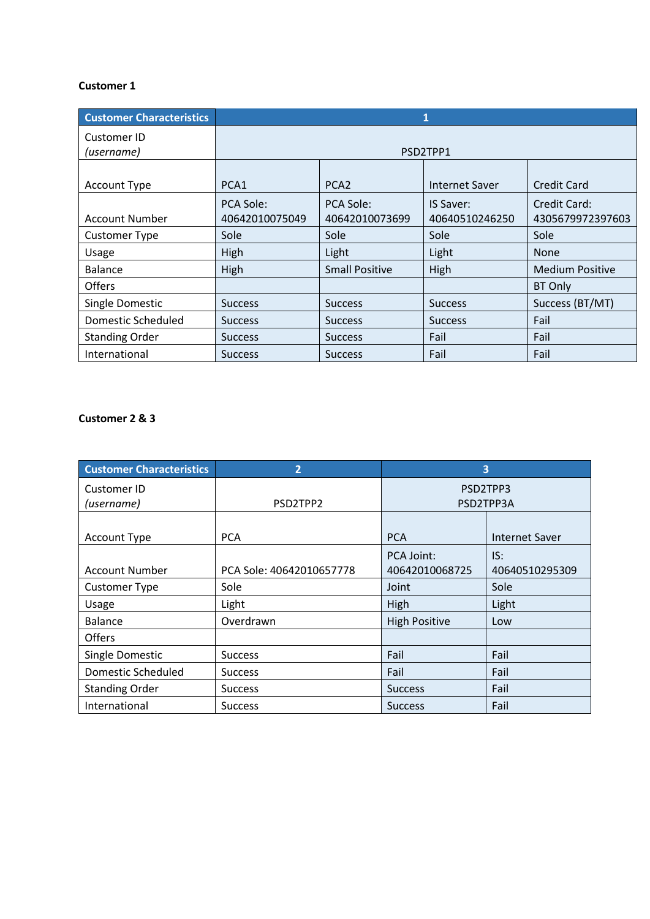**Customer 1**

| Customer Characteristics | 1 | | | |
|---|---|---|---|---|
| Customer ID *(username)* | PSD2TPP1 | | | |
| Account Type | PCA1 | PCA2 | Internet Saver | Credit Card |
| Account Number | PCA Sole: 40642010075049 | PCA Sole: 40642010073699 | IS Saver: 40640510246250 | Credit Card: 4305679972397603 |
| Customer Type | Sole | Sole | Sole | Sole |
| Usage | High | Light | Light | None |
| Balance | High | Small Positive | High | Medium Positive |
| Offers | | | | BT Only |
| Single Domestic | Success | Success | Success | Success (BT/MT) |
| Domestic Scheduled | Success | Success | Success | Fail |
| Standing Order | Success | Success | Fail | Fail |
| International | Success | Success | Fail | Fail |

**Customer 2 & 3**

| Customer Characteristics | 2 | 3 | |
|---|---|---|---|
| Customer ID *(username)* | PSD2TPP2 | PSD2TPP3<br>PSD2TPP3A | |
| Account Type | PCA | PCA | Internet Saver |
| Account Number | PCA Sole: 40642010657778 | PCA Joint: 40642010068725 | IS: 40640510295309 |
| Customer Type | Sole | Joint | Sole |
| Usage | Light | High | Light |
| Balance | Overdrawn | High Positive | Low |
| Offers | | | |
| Single Domestic | Success | Fail | Fail |
| Domestic Scheduled | Success | Fail | Fail |
| Standing Order | Success | Success | Fail |
| International | Success | Success | Fail |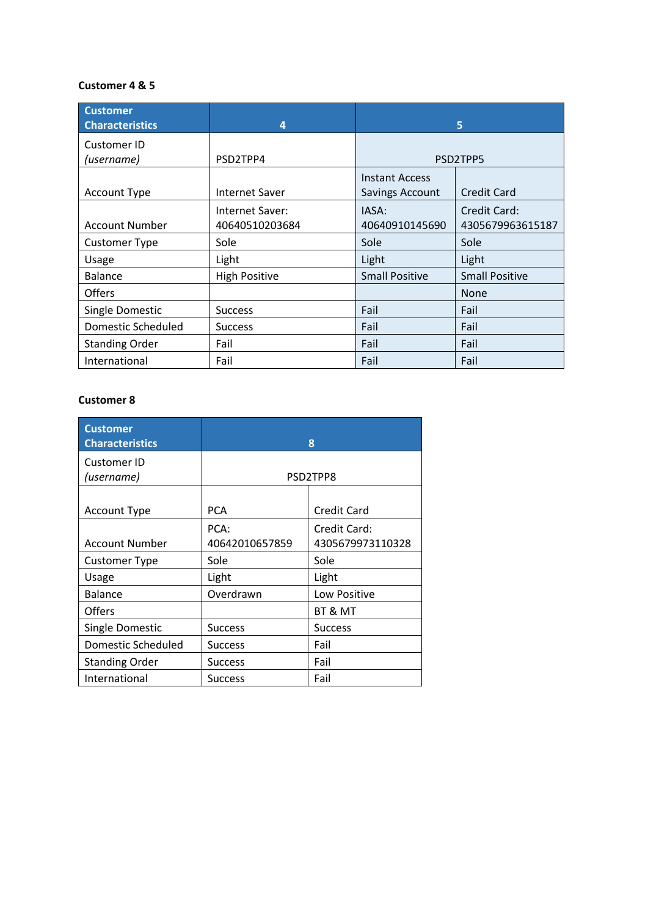**Customer 4 & 5**

| Customer Characteristics | 4 | 5 | |
|---|---|---|---|
| Customer ID *(username)* | PSD2TPP4 | PSD2TPP5 | |
| Account Type | Internet Saver | Instant Access Savings Account | Credit Card |
| Account Number | Internet Saver: 40640510203684 | IASA: 40640910145690 | Credit Card: 4305679963615187 |
| Customer Type | Sole | Sole | Sole |
| Usage | Light | Light | Light |
| Balance | High Positive | Small Positive | Small Positive |
| Offers | | | None |
| Single Domestic | Success | Fail | Fail |
| Domestic Scheduled | Success | Fail | Fail |
| Standing Order | Fail | Fail | Fail |
| International | Fail | Fail | Fail |

**Customer 8**

| Customer Characteristics | 8 | |
|---|---|---|
| Customer ID *(username)* | PSD2TPP8 | |
| Account Type | PCA | Credit Card |
| Account Number | PCA: 40642010657859 | Credit Card: 4305679973110328 |
| Customer Type | Sole | Sole |
| Usage | Light | Light |
| Balance | Overdrawn | Low Positive |
| Offers | | BT & MT |
| Single Domestic | Success | Success |
| Domestic Scheduled | Success | Fail |
| Standing Order | Success | Fail |
| International | Success | Fail |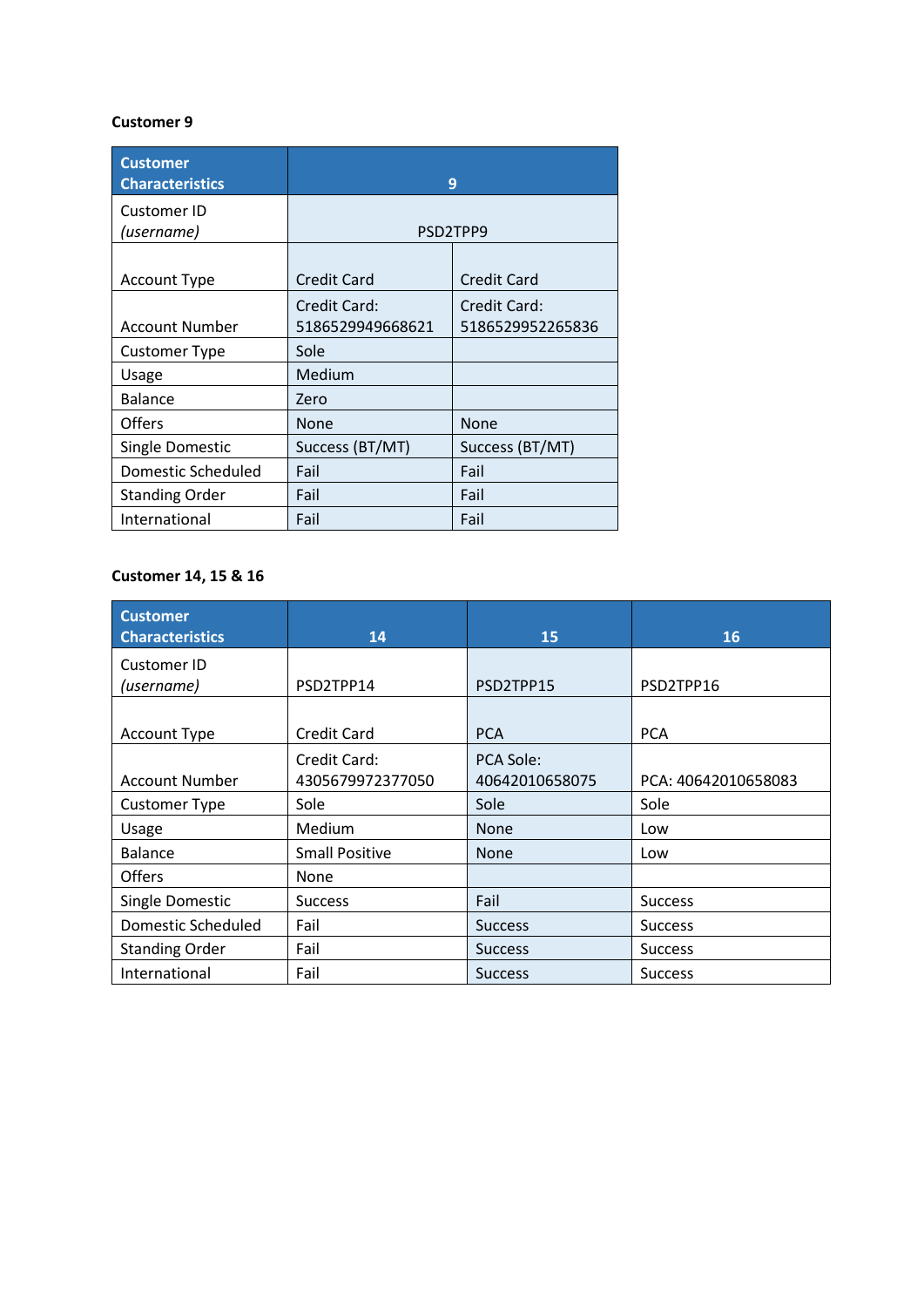**Customer 9**

| Customer Characteristics | 9 | |
|---|---|---|
| Customer ID *(username)* | PSD2TPP9 | |
| Account Type | Credit Card | Credit Card |
| Account Number | Credit Card: 5186529949668621 | Credit Card: 5186529952265836 |
| Customer Type | Sole | |
| Usage | Medium | |
| Balance | Zero | |
| Offers | None | None |
| Single Domestic | Success (BT/MT) | Success (BT/MT) |
| Domestic Scheduled | Fail | Fail |
| Standing Order | Fail | Fail |
| International | Fail | Fail |

**Customer 14, 15 & 16**

| Customer Characteristics | 14 | 15 | 16 |
|---|---|---|---|
| Customer ID *(username)* | PSD2TPP14 | PSD2TPP15 | PSD2TPP16 |
| Account Type | Credit Card | PCA | PCA |
| Account Number | Credit Card: 4305679972377050 | PCA Sole: 40642010658075 | PCA: 40642010658083 |
| Customer Type | Sole | Sole | Sole |
| Usage | Medium | None | Low |
| Balance | Small Positive | None | Low |
| Offers | None | | |
| Single Domestic | Success | Fail | Success |
| Domestic Scheduled | Fail | Success | Success |
| Standing Order | Fail | Success | Success |
| International | Fail | Success | Success |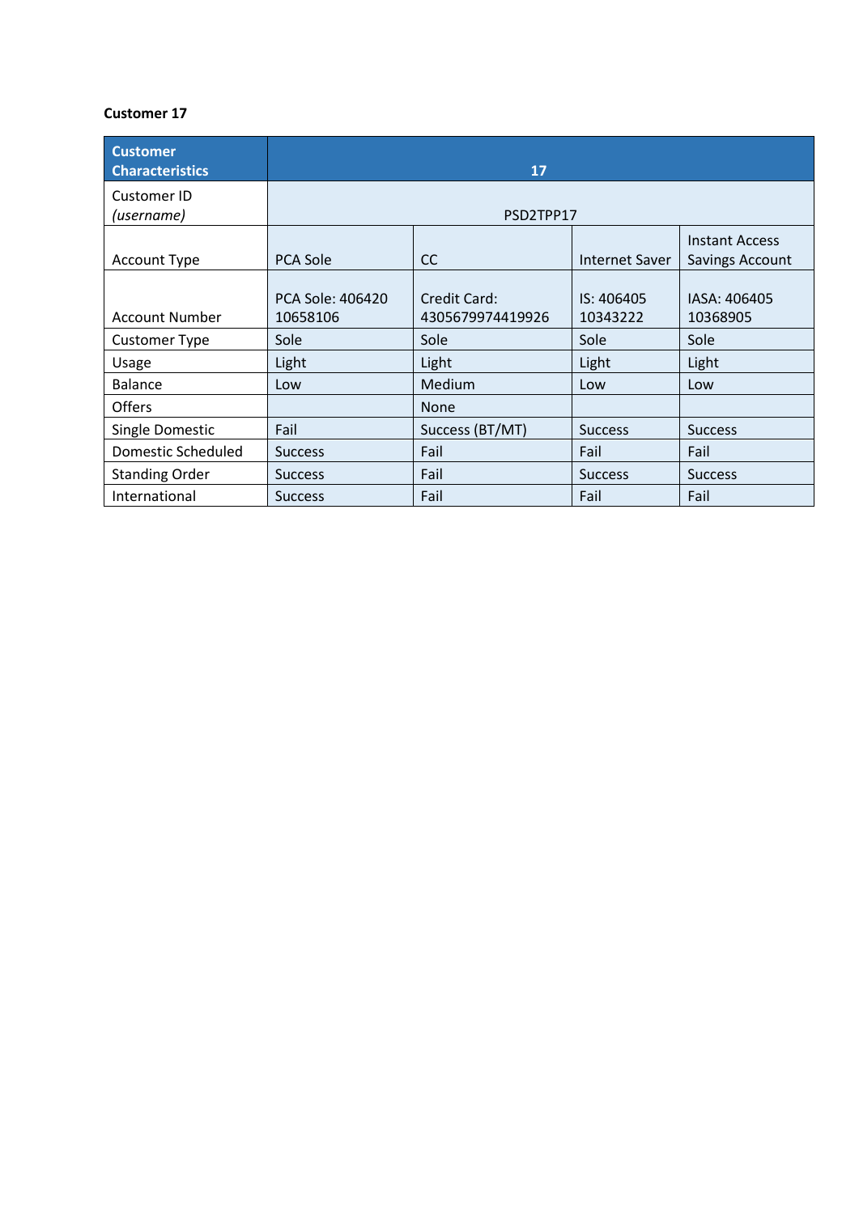**Customer 17**

| Customer Characteristics | 17 | | | |
|---|---|---|---|---|
| Customer ID *(username)* | PSD2TPP17 | | | |
| Account Type | PCA Sole | CC | Internet Saver | Instant Access Savings Account |
| Account Number | PCA Sole: 406420 10658106 | Credit Card: 4305679974419926 | IS: 406405 10343222 | IASA: 406405 10368905 |
| Customer Type | Sole | Sole | Sole | Sole |
| Usage | Light | Light | Light | Light |
| Balance | Low | Medium | Low | Low |
| Offers | | None | | |
| Single Domestic | Fail | Success (BT/MT) | Success | Success |
| Domestic Scheduled | Success | Fail | Fail | Fail |
| Standing Order | Success | Fail | Success | Success |
| International | Success | Fail | Fail | Fail |